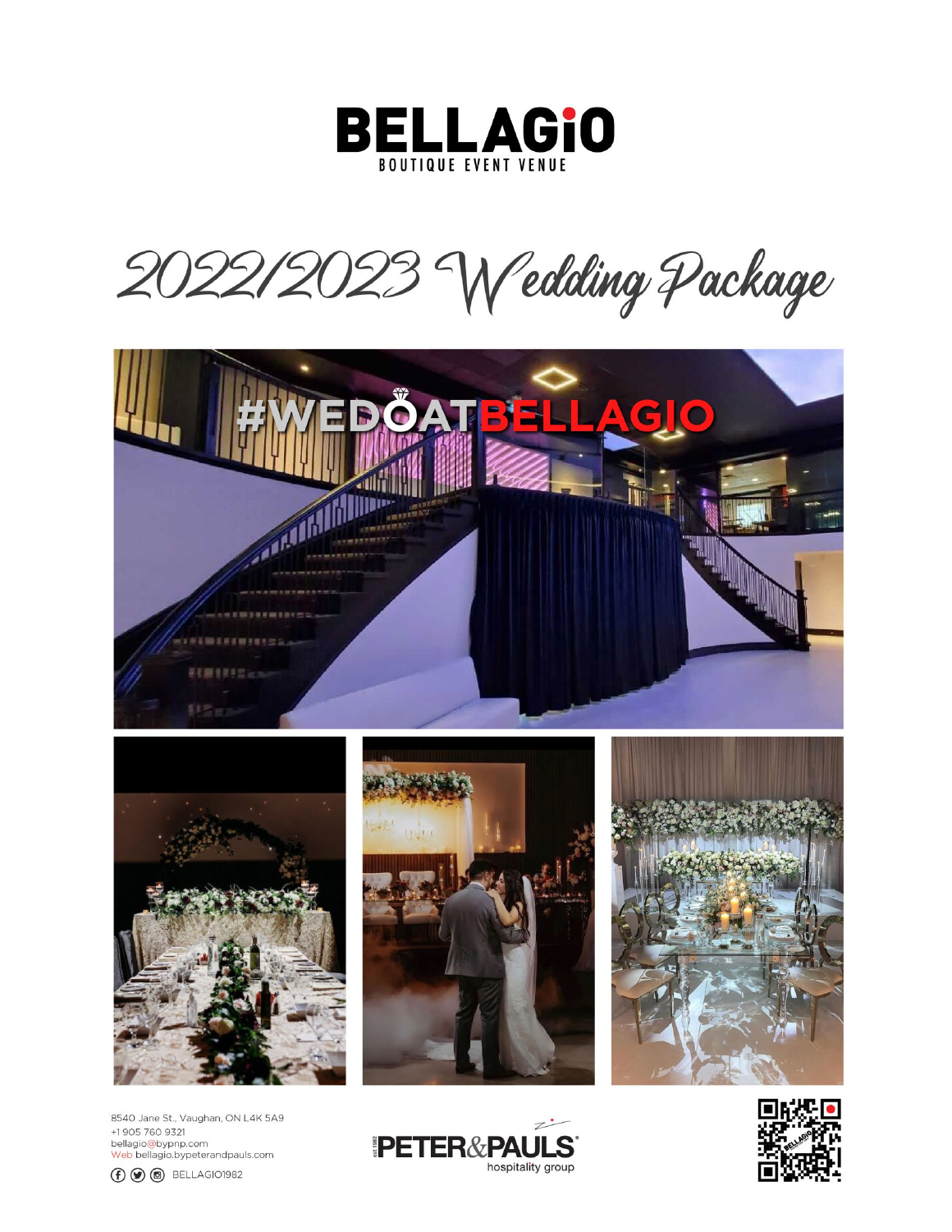# BELLAGIO

BOUTIQUE EVENT VENUE

## 2022/2023 Wedding Package

#WEDOATBELLAGIO

8540 Jane St., Vaughan, ON L4K 5A9
+1 905 760 9321
bellagio@bypnp.com
Web bellagio.bypeterandpauls.com

BELLAGIO1982

est 1982 PETER&PAULS hospitality group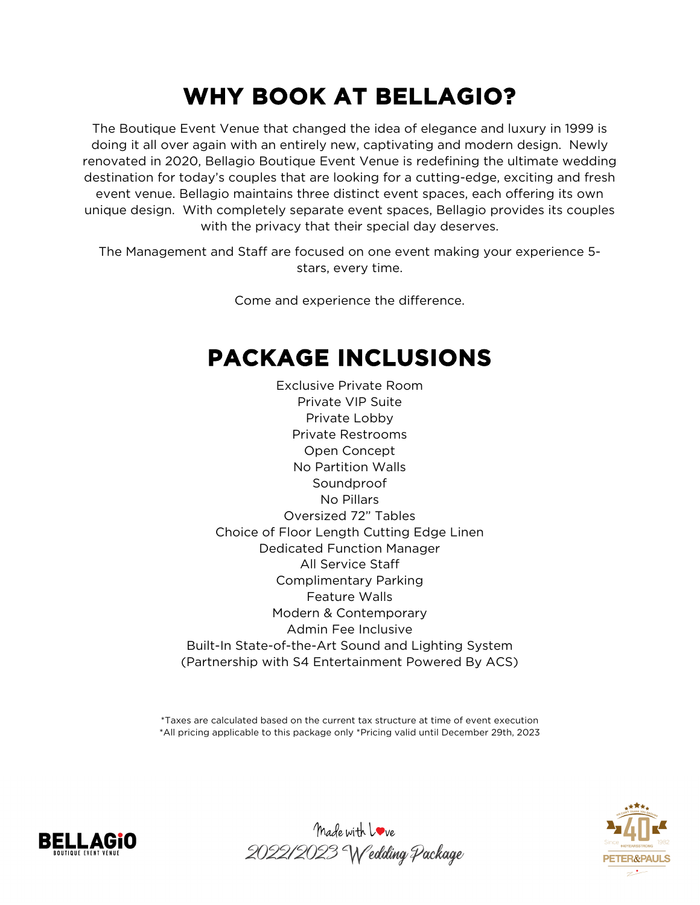# WHY BOOK AT BELLAGIO?

The Boutique Event Venue that changed the idea of elegance and luxury in 1999 is doing it all over again with an entirely new, captivating and modern design. Newly renovated in 2020, Bellagio Boutique Event Venue is redefining the ultimate wedding destination for today's couples that are looking for a cutting-edge, exciting and fresh event venue. Bellagio maintains three distinct event spaces, each offering its own unique design. With completely separate event spaces, Bellagio provides its couples with the privacy that their special day deserves.

The Management and Staff are focused on one event making your experience 5-stars, every time.

Come and experience the difference.

# PACKAGE INCLUSIONS

Exclusive Private Room
Private VIP Suite
Private Lobby
Private Restrooms
Open Concept
No Partition Walls
Soundproof
No Pillars
Oversized 72" Tables
Choice of Floor Length Cutting Edge Linen
Dedicated Function Manager
All Service Staff
Complimentary Parking
Feature Walls
Modern & Contemporary
Admin Fee Inclusive
Built-In State-of-the-Art Sound and Lighting System
(Partnership with S4 Entertainment Powered By ACS)

*Taxes are calculated based on the current tax structure at time of event execution
*All pricing applicable to this package only *Pricing valid until December 29th, 2023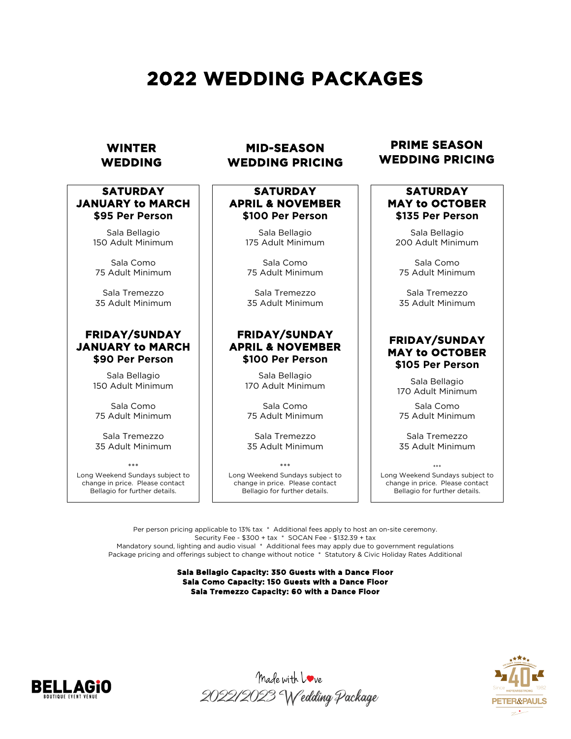# 2022 WEDDING PACKAGES

## WINTER WEDDING

### SATURDAY JANUARY to MARCH $95 Per Person

Sala Bellagio
150 Adult Minimum

Sala Como
75 Adult Minimum

Sala Tremezzo
35 Adult Minimum

### FRIDAY/SUNDAY JANUARY to MARCH $90 Per Person

Sala Bellagio
150 Adult Minimum

Sala Como
75 Adult Minimum

Sala Tremezzo
35 Adult Minimum

***

Long Weekend Sundays subject to change in price. Please contact Bellagio for further details.

## MID-SEASON WEDDING PRICING

### SATURDAY APRIL & NOVEMBER $100 Per Person

Sala Bellagio
175 Adult Minimum

Sala Como
75 Adult Minimum

Sala Tremezzo
35 Adult Minimum

### FRIDAY/SUNDAY APRIL & NOVEMBER $100 Per Person

Sala Bellagio
170 Adult Minimum

Sala Como
75 Adult Minimum

Sala Tremezzo
35 Adult Minimum

***

Long Weekend Sundays subject to change in price. Please contact Bellagio for further details.

## PRIME SEASON WEDDING PRICING

### SATURDAY MAY to OCTOBER $135 Per Person

Sala Bellagio
200 Adult Minimum

Sala Como
75 Adult Minimum

Sala Tremezzo
35 Adult Minimum

### FRIDAY/SUNDAY MAY to OCTOBER $105 Per Person

Sala Bellagio
170 Adult Minimum

Sala Como
75 Adult Minimum

Sala Tremezzo
35 Adult Minimum

***

Long Weekend Sundays subject to change in price. Please contact Bellagio for further details.

Per person pricing applicable to 13% tax * Additional fees apply to host an on-site ceremony.
Security Fee - $300 + tax * SOCAN Fee - $132.39 + tax
Mandatory sound, lighting and audio visual * Additional fees may apply due to government regulations
Package pricing and offerings subject to change without notice * Statutory & Civic Holiday Rates Additional

**Sala Bellagio Capacity: 350 Guests with a Dance Floor**
**Sala Como Capacity: 150 Guests with a Dance Floor**
**Sala Tremezzo Capacity: 60 with a Dance Floor**

BELLAGIO BOUTIQUE EVENT VENUE

*Made with Love*
*2022/2023 Wedding Package*

Since 1982 40 PETER&PAULS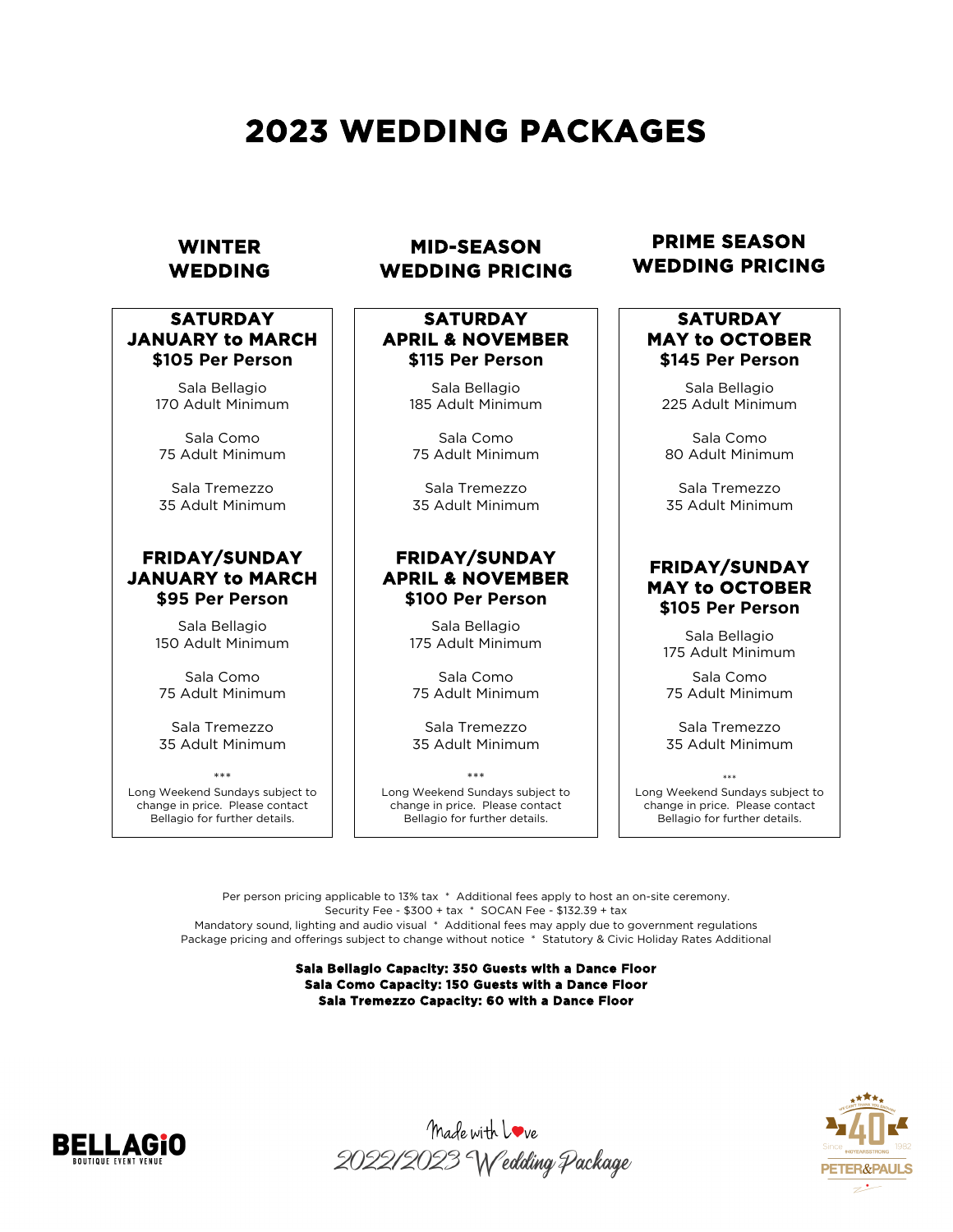# 2023 WEDDING PACKAGES

## WINTER WEDDING

### SATURDAY JANUARY to MARCH $105 Per Person

Sala Bellagio
170 Adult Minimum

Sala Como
75 Adult Minimum

Sala Tremezzo
35 Adult Minimum

### FRIDAY/SUNDAY JANUARY to MARCH $95 Per Person

Sala Bellagio
150 Adult Minimum

Sala Como
75 Adult Minimum

Sala Tremezzo
35 Adult Minimum

***

Long Weekend Sundays subject to change in price. Please contact Bellagio for further details.

## MID-SEASON WEDDING PRICING

### SATURDAY APRIL & NOVEMBER $115 Per Person

Sala Bellagio
185 Adult Minimum

Sala Como
75 Adult Minimum

Sala Tremezzo
35 Adult Minimum

### FRIDAY/SUNDAY APRIL & NOVEMBER $100 Per Person

Sala Bellagio
175 Adult Minimum

Sala Como
75 Adult Minimum

Sala Tremezzo
35 Adult Minimum

***

Long Weekend Sundays subject to change in price. Please contact Bellagio for further details.

## PRIME SEASON WEDDING PRICING

### SATURDAY MAY to OCTOBER $145 Per Person

Sala Bellagio
225 Adult Minimum

Sala Como
80 Adult Minimum

Sala Tremezzo
35 Adult Minimum

### FRIDAY/SUNDAY MAY to OCTOBER $105 Per Person

Sala Bellagio
175 Adult Minimum

Sala Como
75 Adult Minimum

Sala Tremezzo
35 Adult Minimum

***

Long Weekend Sundays subject to change in price. Please contact Bellagio for further details.

Per person pricing applicable to 13% tax * Additional fees apply to host an on-site ceremony.
Security Fee - $300 + tax * SOCAN Fee - $132.39 + tax
Mandatory sound, lighting and audio visual * Additional fees may apply due to government regulations
Package pricing and offerings subject to change without notice * Statutory & Civic Holiday Rates Additional

**Sala Bellagio Capacity: 350 Guests with a Dance Floor**
**Sala Como Capacity: 150 Guests with a Dance Floor**
**Sala Tremezzo Capacity: 60 with a Dance Floor**

BELLAGIO BOUTIQUE EVENT VENUE

Made with Love
2022/2023 Wedding Package

PETER&PAULS Since 1982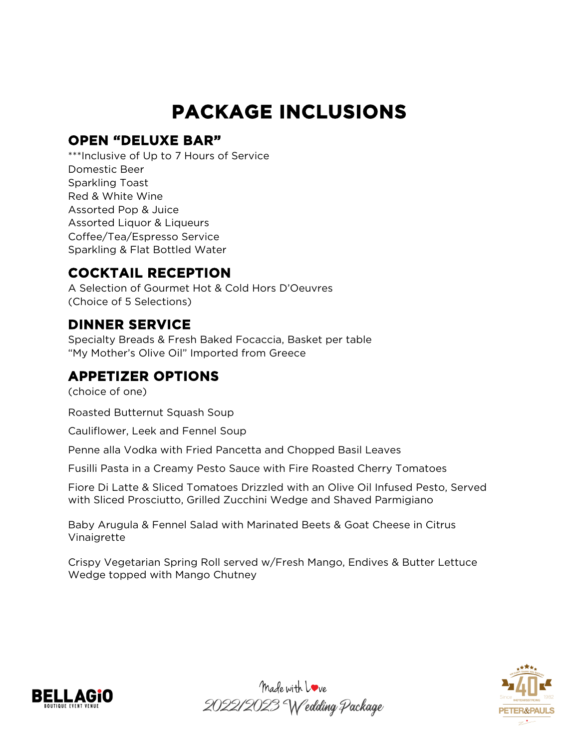# PACKAGE INCLUSIONS

## OPEN "DELUXE BAR"

***Inclusive of Up to 7 Hours of Service
Domestic Beer
Sparkling Toast
Red & White Wine
Assorted Pop & Juice
Assorted Liquor & Liqueurs
Coffee/Tea/Espresso Service
Sparkling & Flat Bottled Water

## COCKTAIL RECEPTION

A Selection of Gourmet Hot & Cold Hors D'Oeuvres
(Choice of 5 Selections)

## DINNER SERVICE

Specialty Breads & Fresh Baked Focaccia, Basket per table
"My Mother's Olive Oil" Imported from Greece

## APPETIZER OPTIONS

(choice of one)

Roasted Butternut Squash Soup

Cauliflower, Leek and Fennel Soup

Penne alla Vodka with Fried Pancetta and Chopped Basil Leaves

Fusilli Pasta in a Creamy Pesto Sauce with Fire Roasted Cherry Tomatoes

Fiore Di Latte & Sliced Tomatoes Drizzled with an Olive Oil Infused Pesto, Served with Sliced Prosciutto, Grilled Zucchini Wedge and Shaved Parmigiano

Baby Arugula & Fennel Salad with Marinated Beets & Goat Cheese in Citrus Vinaigrette

Crispy Vegetarian Spring Roll served w/Fresh Mango, Endives & Butter Lettuce Wedge topped with Mango Chutney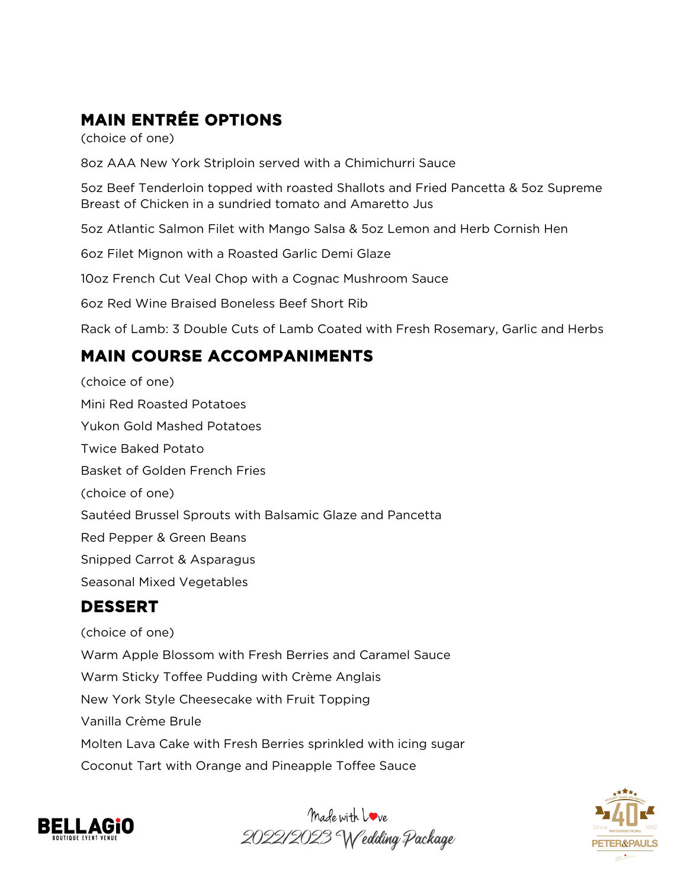## MAIN ENTRÉE OPTIONS

(choice of one)

8oz AAA New York Striploin served with a Chimichurri Sauce

5oz Beef Tenderloin topped with roasted Shallots and Fried Pancetta & 5oz Supreme Breast of Chicken in a sundried tomato and Amaretto Jus

5oz Atlantic Salmon Filet with Mango Salsa & 5oz Lemon and Herb Cornish Hen

6oz Filet Mignon with a Roasted Garlic Demi Glaze

10oz French Cut Veal Chop with a Cognac Mushroom Sauce

6oz Red Wine Braised Boneless Beef Short Rib

Rack of Lamb: 3 Double Cuts of Lamb Coated with Fresh Rosemary, Garlic and Herbs

## MAIN COURSE ACCOMPANIMENTS

(choice of one)

Mini Red Roasted Potatoes

Yukon Gold Mashed Potatoes

Twice Baked Potato

Basket of Golden French Fries

(choice of one)

Sautéed Brussel Sprouts with Balsamic Glaze and Pancetta

Red Pepper & Green Beans

Snipped Carrot & Asparagus

Seasonal Mixed Vegetables

## DESSERT

(choice of one)

Warm Apple Blossom with Fresh Berries and Caramel Sauce

Warm Sticky Toffee Pudding with Crème Anglais

New York Style Cheesecake with Fruit Topping

Vanilla Crème Brule

Molten Lava Cake with Fresh Berries sprinkled with icing sugar

Coconut Tart with Orange and Pineapple Toffee Sauce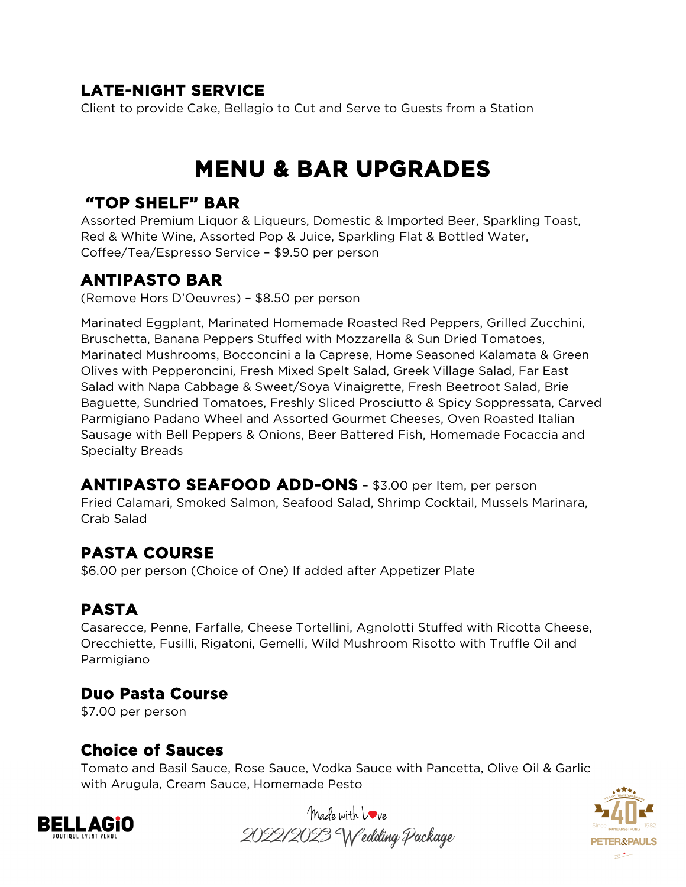## LATE-NIGHT SERVICE

Client to provide Cake, Bellagio to Cut and Serve to Guests from a Station

# MENU & BAR UPGRADES

## "TOP SHELF" BAR

Assorted Premium Liquor & Liqueurs, Domestic & Imported Beer, Sparkling Toast, Red & White Wine, Assorted Pop & Juice, Sparkling Flat & Bottled Water, Coffee/Tea/Espresso Service – $9.50 per person

## ANTIPASTO BAR

(Remove Hors D'Oeuvres) – $8.50 per person

Marinated Eggplant, Marinated Homemade Roasted Red Peppers, Grilled Zucchini, Bruschetta, Banana Peppers Stuffed with Mozzarella & Sun Dried Tomatoes, Marinated Mushrooms, Bocconcini a la Caprese, Home Seasoned Kalamata & Green Olives with Pepperoncini, Fresh Mixed Spelt Salad, Greek Village Salad, Far East Salad with Napa Cabbage & Sweet/Soya Vinaigrette, Fresh Beetroot Salad, Brie Baguette, Sundried Tomatoes, Freshly Sliced Prosciutto & Spicy Soppressata, Carved Parmigiano Padano Wheel and Assorted Gourmet Cheeses, Oven Roasted Italian Sausage with Bell Peppers & Onions, Beer Battered Fish, Homemade Focaccia and Specialty Breads

## ANTIPASTO SEAFOOD ADD-ONS – $3.00 per Item, per person

Fried Calamari, Smoked Salmon, Seafood Salad, Shrimp Cocktail, Mussels Marinara, Crab Salad

## PASTA COURSE

$6.00 per person (Choice of One) If added after Appetizer Plate

## PASTA

Casarecce, Penne, Farfalle, Cheese Tortellini, Agnolotti Stuffed with Ricotta Cheese, Orecchiette, Fusilli, Rigatoni, Gemelli, Wild Mushroom Risotto with Truffle Oil and Parmigiano

### Duo Pasta Course

$7.00 per person

### Choice of Sauces

Tomato and Basil Sauce, Rose Sauce, Vodka Sauce with Pancetta, Olive Oil & Garlic with Arugula, Cream Sauce, Homemade Pesto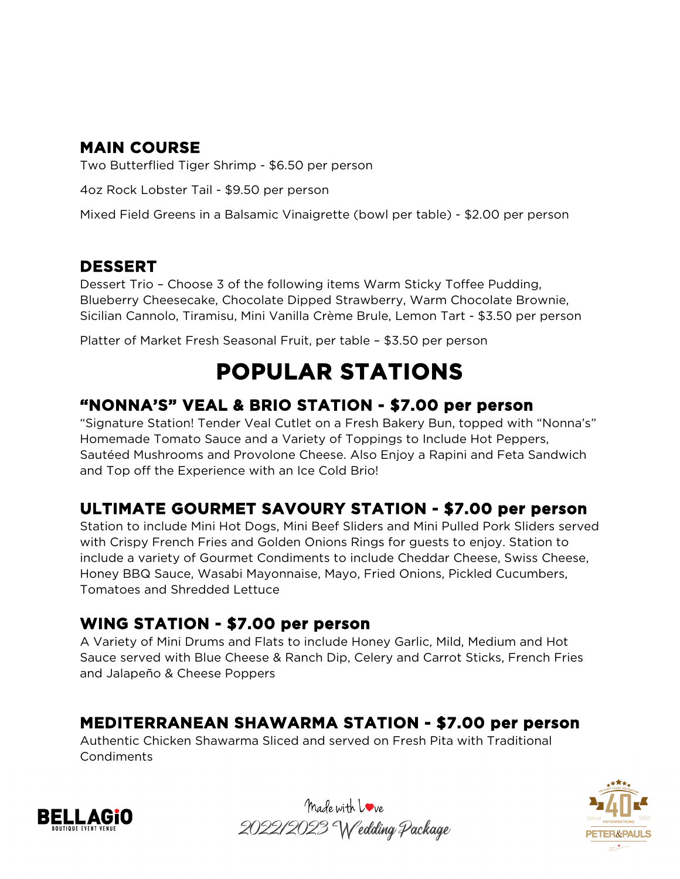## MAIN COURSE

Two Butterflied Tiger Shrimp - $6.50 per person

4oz Rock Lobster Tail - $9.50 per person

Mixed Field Greens in a Balsamic Vinaigrette (bowl per table) - $2.00 per person

## DESSERT

Dessert Trio – Choose 3 of the following items Warm Sticky Toffee Pudding, Blueberry Cheesecake, Chocolate Dipped Strawberry, Warm Chocolate Brownie, Sicilian Cannolo, Tiramisu, Mini Vanilla Crème Brule, Lemon Tart - $3.50 per person

Platter of Market Fresh Seasonal Fruit, per table – $3.50 per person

# POPULAR STATIONS

## "NONNA'S" VEAL & BRIO STATION - $7.00 per person

"Signature Station! Tender Veal Cutlet on a Fresh Bakery Bun, topped with "Nonna's" Homemade Tomato Sauce and a Variety of Toppings to Include Hot Peppers, Sautéed Mushrooms and Provolone Cheese. Also Enjoy a Rapini and Feta Sandwich and Top off the Experience with an Ice Cold Brio!

## ULTIMATE GOURMET SAVOURY STATION - $7.00 per person

Station to include Mini Hot Dogs, Mini Beef Sliders and Mini Pulled Pork Sliders served with Crispy French Fries and Golden Onions Rings for guests to enjoy. Station to include a variety of Gourmet Condiments to include Cheddar Cheese, Swiss Cheese, Honey BBQ Sauce, Wasabi Mayonnaise, Mayo, Fried Onions, Pickled Cucumbers, Tomatoes and Shredded Lettuce

## WING STATION - $7.00 per person

A Variety of Mini Drums and Flats to include Honey Garlic, Mild, Medium and Hot Sauce served with Blue Cheese & Ranch Dip, Celery and Carrot Sticks, French Fries and Jalapeño & Cheese Poppers

## MEDITERRANEAN SHAWARMA STATION - $7.00 per person

Authentic Chicken Shawarma Sliced and served on Fresh Pita with Traditional Condiments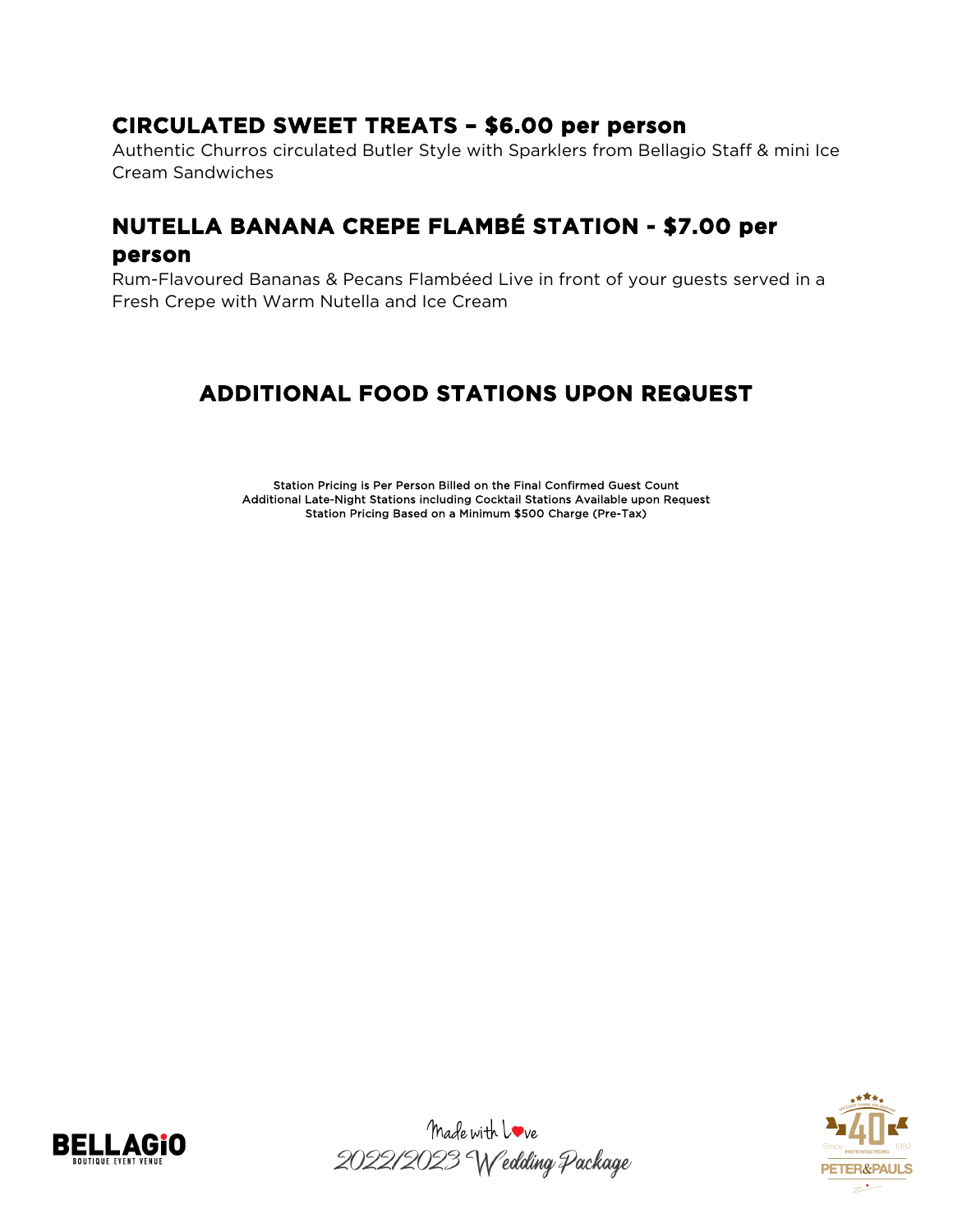## CIRCULATED SWEET TREATS – $6.00 per person

Authentic Churros circulated Butler Style with Sparklers from Bellagio Staff & mini Ice Cream Sandwiches

## NUTELLA BANANA CREPE FLAMBÉ STATION - $7.00 per person

Rum-Flavoured Bananas & Pecans Flambéed Live in front of your guests served in a Fresh Crepe with Warm Nutella and Ice Cream

## ADDITIONAL FOOD STATIONS UPON REQUEST

Station Pricing is Per Person Billed on the Final Confirmed Guest Count
Additional Late-Night Stations including Cocktail Stations Available upon Request
Station Pricing Based on a Minimum $500 Charge (Pre-Tax)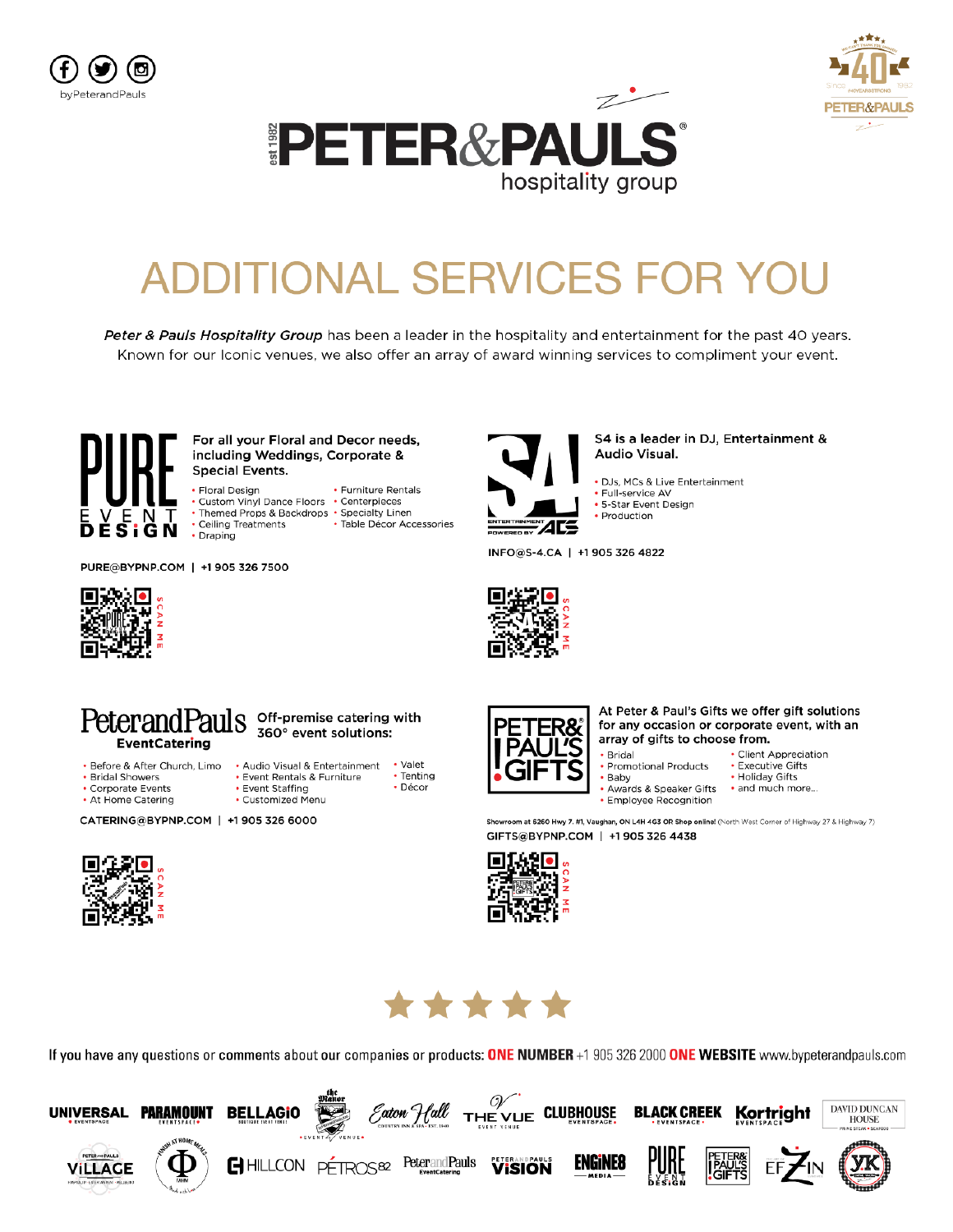byPeterandPauls

# PETER&PAULS hospitality group

est 1982

# ADDITIONAL SERVICES FOR YOU

*Peter & Pauls Hospitality Group* has been a leader in the hospitality and entertainment for the past 40 years. Known for our Iconic venues, we also offer an array of award winning services to compliment your event.

## PURE EVENT DESIGN

For all your Floral and Decor needs, including Weddings, Corporate & Special Events.

- Floral Design
- Custom Vinyl Dance Floors
- Themed Props & Backdrops
- Ceiling Treatments
- Draping
- Furniture Rentals
- Centerpieces
- Specialty Linen
- Table Décor Accessories

PURE@BYPNP.COM | +1 905 326 7500

SCAN ME

## S4 ENTERTAINMENT POWERED BY ACS

S4 is a leader in DJ, Entertainment & Audio Visual.

- DJs, MCs & Live Entertainment
- Full-service AV
- 5-Star Event Design
- Production

INFO@S-4.CA | +1 905 326 4822

SCAN ME

## PeterandPauls EventCatering

Off-premise catering with 360° event solutions:

- Before & After Church, Limo
- Bridal Showers
- Corporate Events
- At Home Catering
- Audio Visual & Entertainment
- Event Rentals & Furniture
- Event Staffing
- Customized Menu
- Valet
- Tenting
- Décor

CATERING@BYPNP.COM | +1 905 326 6000

SCAN ME

## PETER&PAUL'S GIFTS

At Peter & Paul's Gifts we offer gift solutions for any occasion or corporate event, with an array of gifts to choose from.

- Bridal
- Promotional Products
- Baby
- Awards & Speaker Gifts
- Employee Recognition
- Client Appreciation
- Executive Gifts
- Holiday Gifts
- and much more...

Showroom at 6260 Hwy 7, #1, Vaughan, ON L4H 4G3 OR Shop online! (North West Corner of Highway 27 & Highway 7)

GIFTS@BYPNP.COM | +1 905 326 4438

SCAN ME

If you have any questions or comments about our companies or products: **ONE NUMBER** +1 905 326 2000 **ONE WEBSITE** www.bypeterandpauls.com